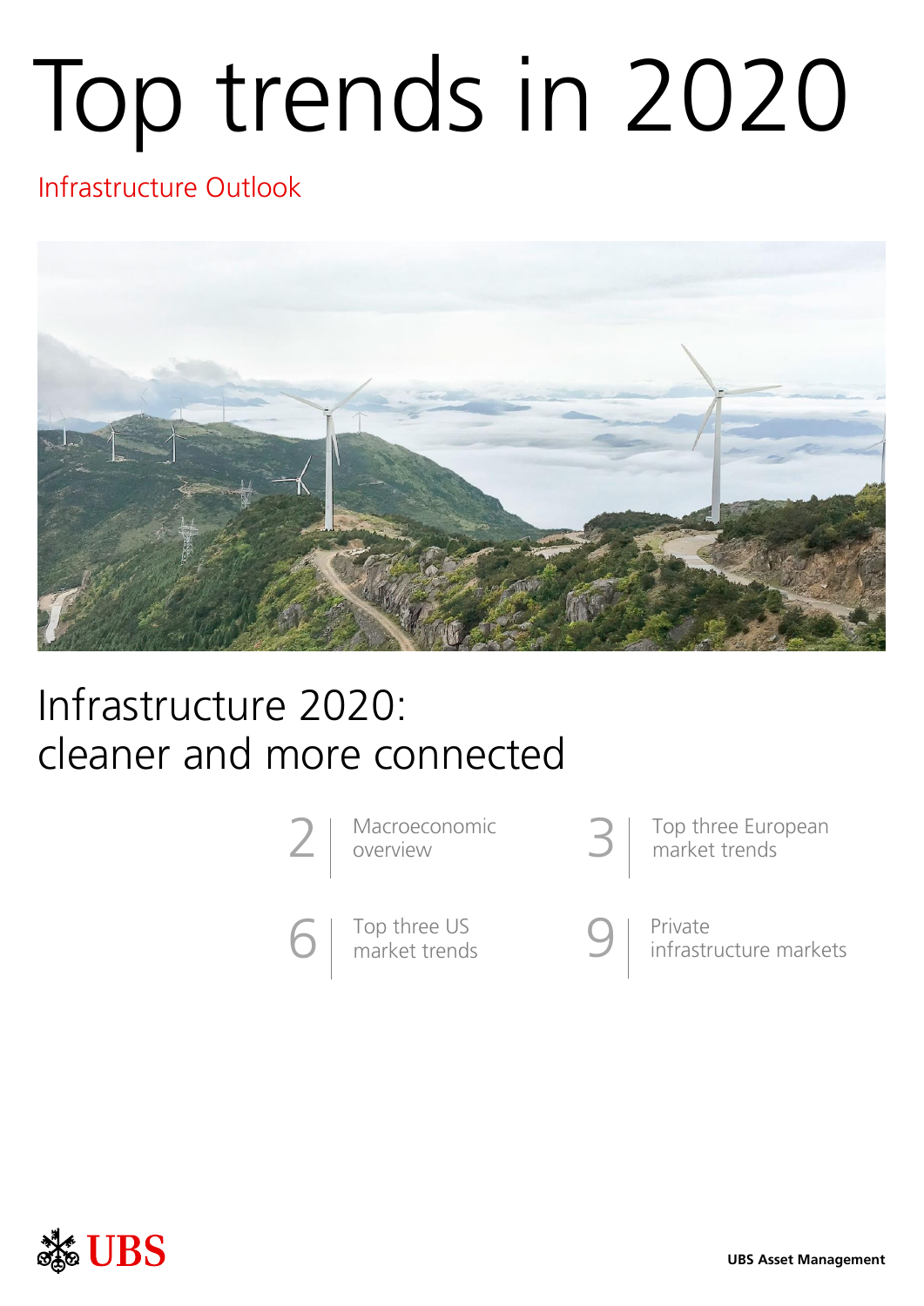# Top trends in 2020

Infrastructure Outlook

## Infrastructure 2020: cleaner and more connected

2 | Macroeconomic overview

3 | Top three European market trends

6 | Top three US market trends

9 | Private infrastructure markets

UBS

UBS Asset Management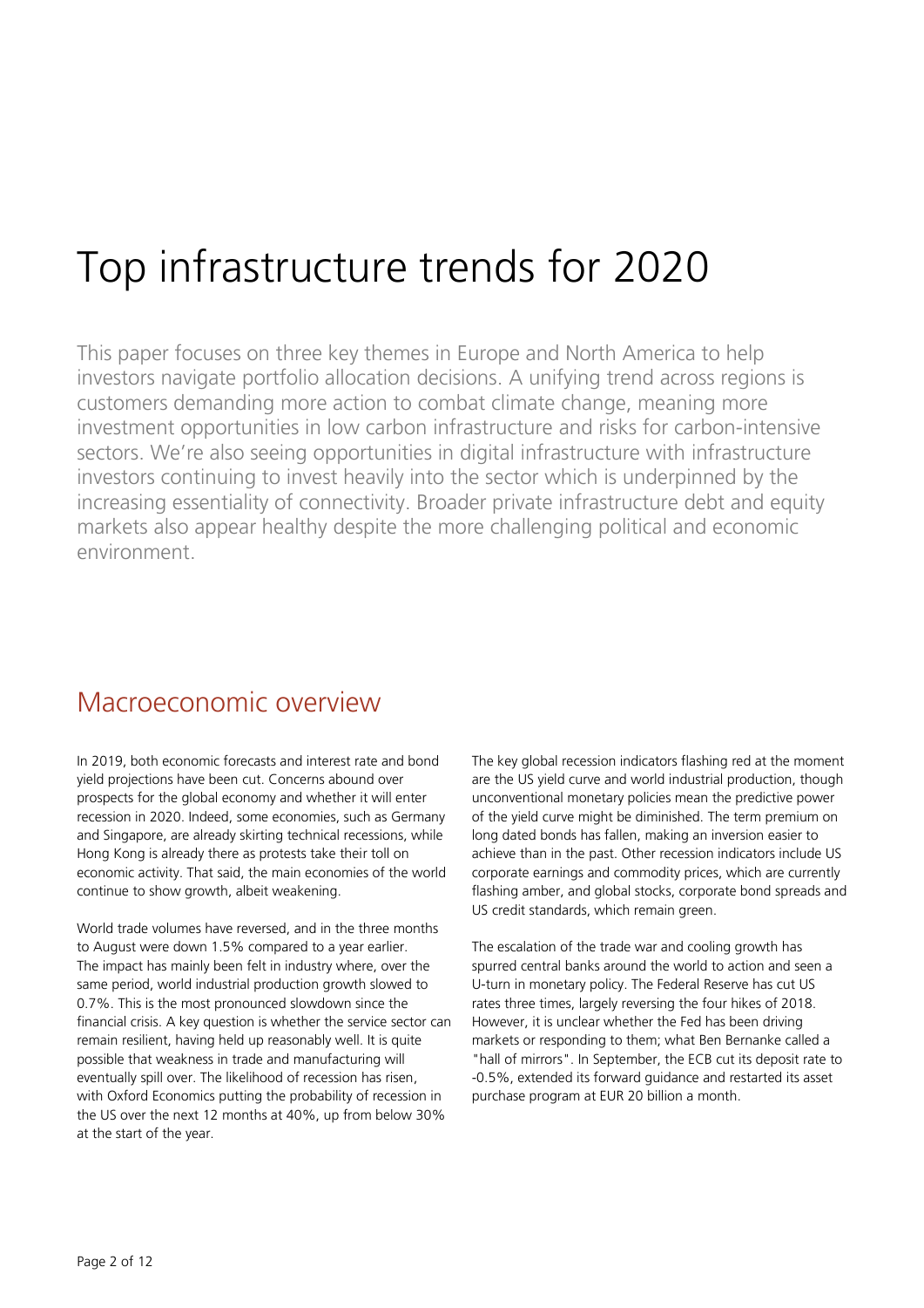# Top infrastructure trends for 2020

This paper focuses on three key themes in Europe and North America to help investors navigate portfolio allocation decisions. A unifying trend across regions is customers demanding more action to combat climate change, meaning more investment opportunities in low carbon infrastructure and risks for carbon-intensive sectors. We're also seeing opportunities in digital infrastructure with infrastructure investors continuing to invest heavily into the sector which is underpinned by the increasing essentiality of connectivity. Broader private infrastructure debt and equity markets also appear healthy despite the more challenging political and economic environment.

## Macroeconomic overview

In 2019, both economic forecasts and interest rate and bond yield projections have been cut. Concerns abound over prospects for the global economy and whether it will enter recession in 2020. Indeed, some economies, such as Germany and Singapore, are already skirting technical recessions, while Hong Kong is already there as protests take their toll on economic activity. That said, the main economies of the world continue to show growth, albeit weakening.

World trade volumes have reversed, and in the three months to August were down 1.5% compared to a year earlier. The impact has mainly been felt in industry where, over the same period, world industrial production growth slowed to 0.7%. This is the most pronounced slowdown since the financial crisis. A key question is whether the service sector can remain resilient, having held up reasonably well. It is quite possible that weakness in trade and manufacturing will eventually spill over. The likelihood of recession has risen, with Oxford Economics putting the probability of recession in the US over the next 12 months at 40%, up from below 30% at the start of the year.

The key global recession indicators flashing red at the moment are the US yield curve and world industrial production, though unconventional monetary policies mean the predictive power of the yield curve might be diminished. The term premium on long dated bonds has fallen, making an inversion easier to achieve than in the past. Other recession indicators include US corporate earnings and commodity prices, which are currently flashing amber, and global stocks, corporate bond spreads and US credit standards, which remain green.

The escalation of the trade war and cooling growth has spurred central banks around the world to action and seen a U-turn in monetary policy. The Federal Reserve has cut US rates three times, largely reversing the four hikes of 2018. However, it is unclear whether the Fed has been driving markets or responding to them; what Ben Bernanke called a "hall of mirrors". In September, the ECB cut its deposit rate to -0.5%, extended its forward guidance and restarted its asset purchase program at EUR 20 billion a month.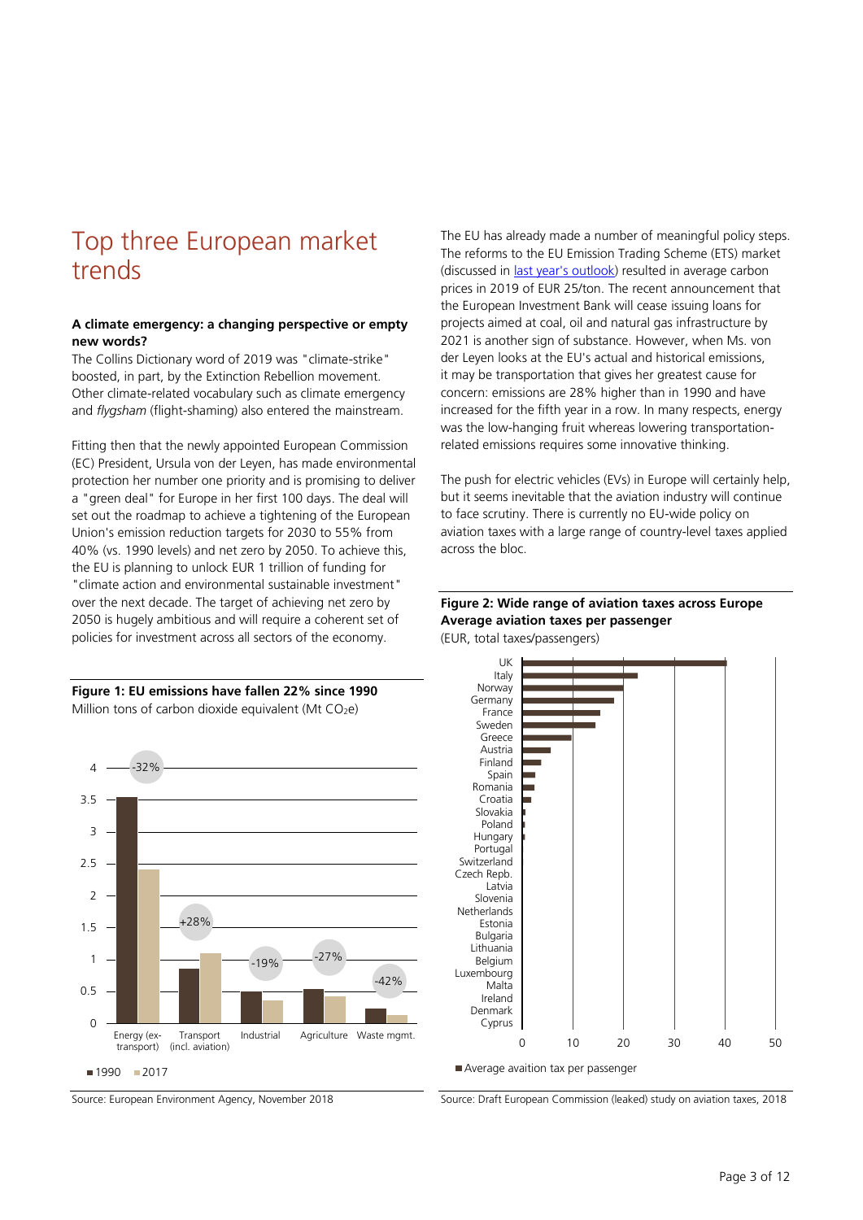# Top three European market trends

**A climate emergency: a changing perspective or empty new words?**

The Collins Dictionary word of 2019 was "climate-strike" boosted, in part, by the Extinction Rebellion movement. Other climate-related vocabulary such as climate emergency and *flygsham* (flight-shaming) also entered the mainstream.

Fitting then that the newly appointed European Commission (EC) President, Ursula von der Leyen, has made environmental protection her number one priority and is promising to deliver a "green deal" for Europe in her first 100 days. The deal will set out the roadmap to achieve a tightening of the European Union's emission reduction targets for 2030 to 55% from 40% (vs. 1990 levels) and net zero by 2050. To achieve this, the EU is planning to unlock EUR 1 trillion of funding for "climate action and environmental sustainable investment" over the next decade. The target of achieving net zero by 2050 is hugely ambitious and will require a coherent set of policies for investment across all sectors of the economy.

**Figure 1: EU emissions have fallen 22% since 1990**
Million tons of carbon dioxide equivalent (Mt $CO_2e$)

Source: European Environment Agency, November 2018

The EU has already made a number of meaningful policy steps. The reforms to the EU Emission Trading Scheme (ETS) market (discussed in last year's outlook) resulted in average carbon prices in 2019 of EUR 25/ton. The recent announcement that the European Investment Bank will cease issuing loans for projects aimed at coal, oil and natural gas infrastructure by 2021 is another sign of substance. However, when Ms. von der Leyen looks at the EU's actual and historical emissions, it may be transportation that gives her greatest cause for concern: emissions are 28% higher than in 1990 and have increased for the fifth year in a row. In many respects, energy was the low-hanging fruit whereas lowering transportation-related emissions requires some innovative thinking.

The push for electric vehicles (EVs) in Europe will certainly help, but it seems inevitable that the aviation industry will continue to face scrutiny. There is currently no EU-wide policy on aviation taxes with a large range of country-level taxes applied across the bloc.

**Figure 2: Wide range of aviation taxes across Europe Average aviation taxes per passenger**
(EUR, total taxes/passengers)

Source: Draft European Commission (leaked) study on aviation taxes, 2018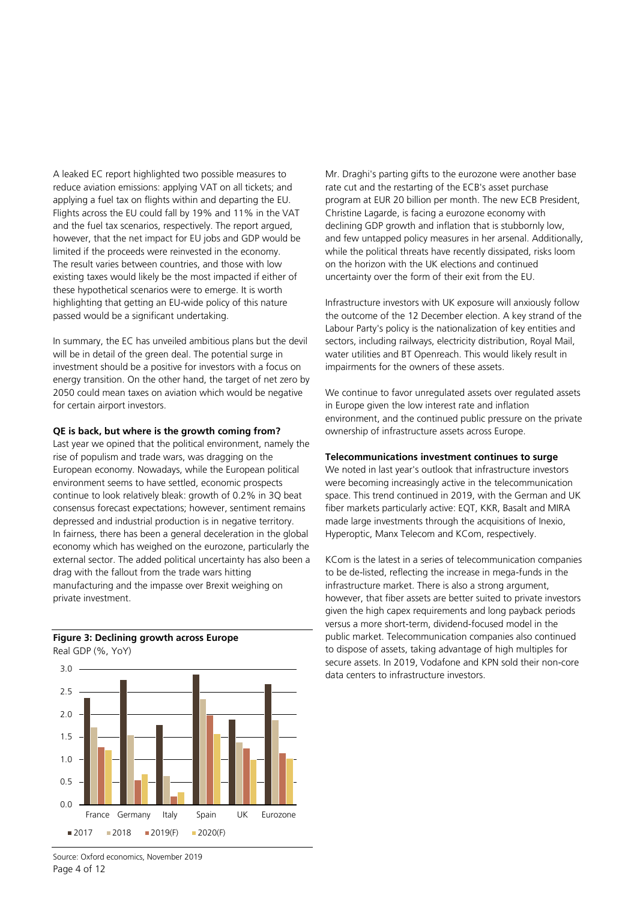A leaked EC report highlighted two possible measures to reduce aviation emissions: applying VAT on all tickets; and applying a fuel tax on flights within and departing the EU. Flights across the EU could fall by 19% and 11% in the VAT and the fuel tax scenarios, respectively. The report argued, however, that the net impact for EU jobs and GDP would be limited if the proceeds were reinvested in the economy. The result varies between countries, and those with low existing taxes would likely be the most impacted if either of these hypothetical scenarios were to emerge. It is worth highlighting that getting an EU-wide policy of this nature passed would be a significant undertaking.

In summary, the EC has unveiled ambitious plans but the devil will be in detail of the green deal. The potential surge in investment should be a positive for investors with a focus on energy transition. On the other hand, the target of net zero by 2050 could mean taxes on aviation which would be negative for certain airport investors.

**QE is back, but where is the growth coming from?**

Last year we opined that the political environment, namely the rise of populism and trade wars, was dragging on the European economy. Nowadays, while the European political environment seems to have settled, economic prospects continue to look relatively bleak: growth of 0.2% in 3Q beat consensus forecast expectations; however, sentiment remains depressed and industrial production is in negative territory. In fairness, there has been a general deceleration in the global economy which has weighed on the eurozone, particularly the external sector. The added political uncertainty has also been a drag with the fallout from the trade wars hitting manufacturing and the impasse over Brexit weighing on private investment.

**Figure 3: Declining growth across Europe**

Real GDP (%, YoY)

Source: Oxford economics, November 2019

Mr. Draghi's parting gifts to the eurozone were another base rate cut and the restarting of the ECB's asset purchase program at EUR 20 billion per month. The new ECB President, Christine Lagarde, is facing a eurozone economy with declining GDP growth and inflation that is stubbornly low, and few untapped policy measures in her arsenal. Additionally, while the political threats have recently dissipated, risks loom on the horizon with the UK elections and continued uncertainty over the form of their exit from the EU.

Infrastructure investors with UK exposure will anxiously follow the outcome of the 12 December election. A key strand of the Labour Party's policy is the nationalization of key entities and sectors, including railways, electricity distribution, Royal Mail, water utilities and BT Openreach. This would likely result in impairments for the owners of these assets.

We continue to favor unregulated assets over regulated assets in Europe given the low interest rate and inflation environment, and the continued public pressure on the private ownership of infrastructure assets across Europe.

**Telecommunications investment continues to surge**

We noted in last year's outlook that infrastructure investors were becoming increasingly active in the telecommunication space. This trend continued in 2019, with the German and UK fiber markets particularly active: EQT, KKR, Basalt and MIRA made large investments through the acquisitions of Inexio, Hyperoptic, Manx Telecom and KCom, respectively.

KCom is the latest in a series of telecommunication companies to be de-listed, reflecting the increase in mega-funds in the infrastructure market. There is also a strong argument, however, that fiber assets are better suited to private investors given the high capex requirements and long payback periods versus a more short-term, dividend-focused model in the public market. Telecommunication companies also continued to dispose of assets, taking advantage of high multiples for secure assets. In 2019, Vodafone and KPN sold their non-core data centers to infrastructure investors.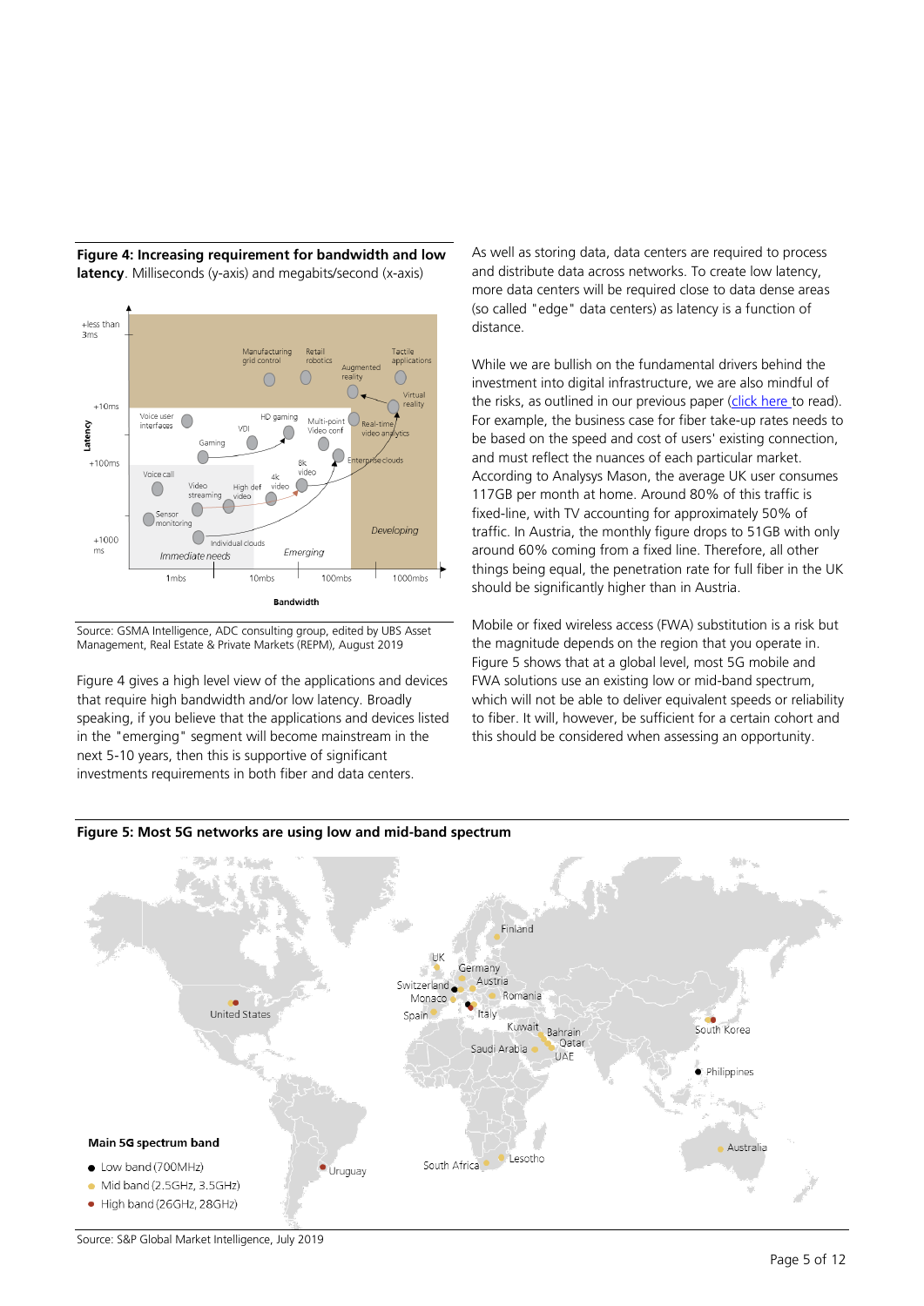**Figure 4: Increasing requirement for bandwidth and low latency**. Milliseconds (y-axis) and megabits/second (x-axis)

Source: GSMA Intelligence, ADC consulting group, edited by UBS Asset Management, Real Estate & Private Markets (REPM), August 2019

Figure 4 gives a high level view of the applications and devices that require high bandwidth and/or low latency. Broadly speaking, if you believe that the applications and devices listed in the "emerging" segment will become mainstream in the next 5-10 years, then this is supportive of significant investments requirements in both fiber and data centers.

As well as storing data, data centers are required to process and distribute data across networks. To create low latency, more data centers will be required close to data dense areas (so called "edge" data centers) as latency is a function of distance.

While we are bullish on the fundamental drivers behind the investment into digital infrastructure, we are also mindful of the risks, as outlined in our previous paper (click here to read). For example, the business case for fiber take-up rates needs to be based on the speed and cost of users' existing connection, and must reflect the nuances of each particular market. According to Analysys Mason, the average UK user consumes 117GB per month at home. Around 80% of this traffic is fixed-line, with TV accounting for approximately 50% of traffic. In Austria, the monthly figure drops to 51GB with only around 60% coming from a fixed line. Therefore, all other things being equal, the penetration rate for full fiber in the UK should be significantly higher than in Austria.

Mobile or fixed wireless access (FWA) substitution is a risk but the magnitude depends on the region that you operate in. Figure 5 shows that at a global level, most 5G mobile and FWA solutions use an existing low or mid-band spectrum, which will not be able to deliver equivalent speeds or reliability to fiber. It will, however, be sufficient for a certain cohort and this should be considered when assessing an opportunity.

**Figure 5: Most 5G networks are using low and mid-band spectrum**

Source: S&P Global Market Intelligence, July 2019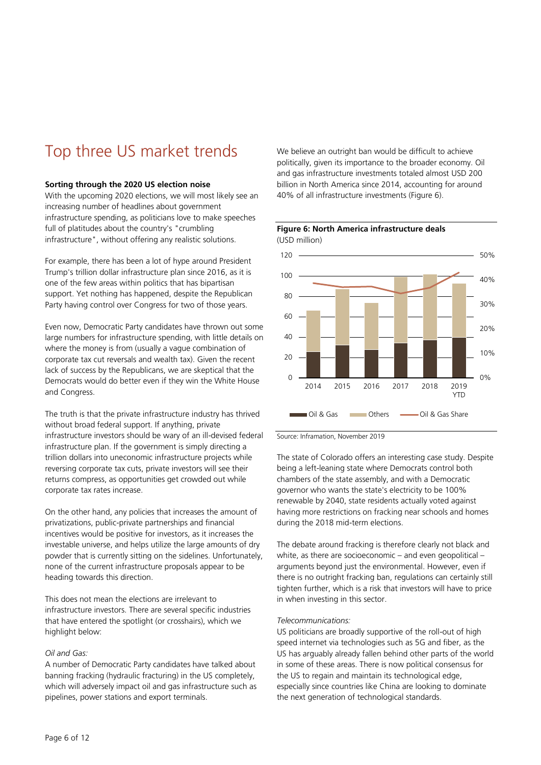# Top three US market trends

**Sorting through the 2020 US election noise**

With the upcoming 2020 elections, we will most likely see an increasing number of headlines about government infrastructure spending, as politicians love to make speeches full of platitudes about the country's "crumbling infrastructure", without offering any realistic solutions.

For example, there has been a lot of hype around President Trump's trillion dollar infrastructure plan since 2016, as it is one of the few areas within politics that has bipartisan support. Yet nothing has happened, despite the Republican Party having control over Congress for two of those years.

Even now, Democratic Party candidates have thrown out some large numbers for infrastructure spending, with little details on where the money is from (usually a vague combination of corporate tax cut reversals and wealth tax). Given the recent lack of success by the Republicans, we are skeptical that the Democrats would do better even if they win the White House and Congress.

The truth is that the private infrastructure industry has thrived without broad federal support. If anything, private infrastructure investors should be wary of an ill-devised federal infrastructure plan. If the government is simply directing a trillion dollars into uneconomic infrastructure projects while reversing corporate tax cuts, private investors will see their returns compress, as opportunities get crowded out while corporate tax rates increase.

On the other hand, any policies that increases the amount of privatizations, public-private partnerships and financial incentives would be positive for investors, as it increases the investable universe, and helps utilize the large amounts of dry powder that is currently sitting on the sidelines. Unfortunately, none of the current infrastructure proposals appear to be heading towards this direction.

This does not mean the elections are irrelevant to infrastructure investors. There are several specific industries that have entered the spotlight (or crosshairs), which we highlight below:

*Oil and Gas:*

A number of Democratic Party candidates have talked about banning fracking (hydraulic fracturing) in the US completely, which will adversely impact oil and gas infrastructure such as pipelines, power stations and export terminals.

We believe an outright ban would be difficult to achieve politically, given its importance to the broader economy. Oil and gas infrastructure investments totaled almost USD 200 billion in North America since 2014, accounting for around 40% of all infrastructure investments (Figure 6).

**Figure 6: North America infrastructure deals**
(USD million)

Source: Inframation, November 2019

The state of Colorado offers an interesting case study. Despite being a left-leaning state where Democrats control both chambers of the state assembly, and with a Democratic governor who wants the state's electricity to be 100% renewable by 2040, state residents actually voted against having more restrictions on fracking near schools and homes during the 2018 mid-term elections.

The debate around fracking is therefore clearly not black and white, as there are socioeconomic – and even geopolitical – arguments beyond just the environmental. However, even if there is no outright fracking ban, regulations can certainly still tighten further, which is a risk that investors will have to price in when investing in this sector.

*Telecommunications:*

US politicians are broadly supportive of the roll-out of high speed internet via technologies such as 5G and fiber, as the US has arguably already fallen behind other parts of the world in some of these areas. There is now political consensus for the US to regain and maintain its technological edge, especially since countries like China are looking to dominate the next generation of technological standards.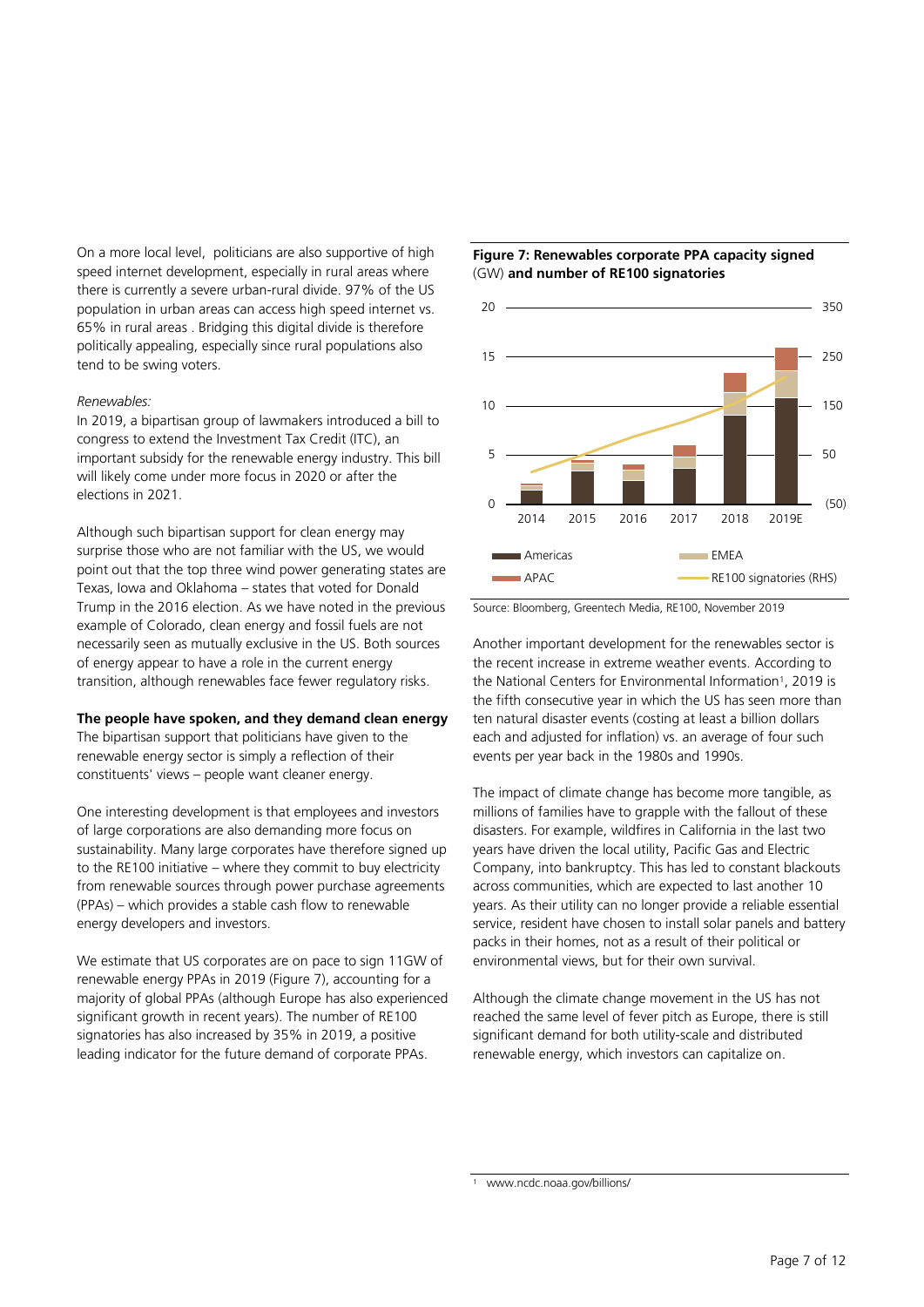On a more local level, politicians are also supportive of high speed internet development, especially in rural areas where there is currently a severe urban-rural divide. 97% of the US population in urban areas can access high speed internet vs. 65% in rural areas . Bridging this digital divide is therefore politically appealing, especially since rural populations also tend to be swing voters.

*Renewables:*

In 2019, a bipartisan group of lawmakers introduced a bill to congress to extend the Investment Tax Credit (ITC), an important subsidy for the renewable energy industry. This bill will likely come under more focus in 2020 or after the elections in 2021.

Although such bipartisan support for clean energy may surprise those who are not familiar with the US, we would point out that the top three wind power generating states are Texas, Iowa and Oklahoma – states that voted for Donald Trump in the 2016 election. As we have noted in the previous example of Colorado, clean energy and fossil fuels are not necessarily seen as mutually exclusive in the US. Both sources of energy appear to have a role in the current energy transition, although renewables face fewer regulatory risks.

**The people have spoken, and they demand clean energy**

The bipartisan support that politicians have given to the renewable energy sector is simply a reflection of their constituents' views – people want cleaner energy.

One interesting development is that employees and investors of large corporations are also demanding more focus on sustainability. Many large corporates have therefore signed up to the RE100 initiative – where they commit to buy electricity from renewable sources through power purchase agreements (PPAs) – which provides a stable cash flow to renewable energy developers and investors.

We estimate that US corporates are on pace to sign 11GW of renewable energy PPAs in 2019 (Figure 7), accounting for a majority of global PPAs (although Europe has also experienced significant growth in recent years). The number of RE100 signatories has also increased by 35% in 2019, a positive leading indicator for the future demand of corporate PPAs.

**Figure 7: Renewables corporate PPA capacity signed** (GW) **and number of RE100 signatories**

Source: Bloomberg, Greentech Media, RE100, November 2019

Another important development for the renewables sector is the recent increase in extreme weather events. According to the National Centers for Environmental Information[1], 2019 is the fifth consecutive year in which the US has seen more than ten natural disaster events (costing at least a billion dollars each and adjusted for inflation) vs. an average of four such events per year back in the 1980s and 1990s.

The impact of climate change has become more tangible, as millions of families have to grapple with the fallout of these disasters. For example, wildfires in California in the last two years have driven the local utility, Pacific Gas and Electric Company, into bankruptcy. This has led to constant blackouts across communities, which are expected to last another 10 years. As their utility can no longer provide a reliable essential service, resident have chosen to install solar panels and battery packs in their homes, not as a result of their political or environmental views, but for their own survival.

Although the climate change movement in the US has not reached the same level of fever pitch as Europe, there is still significant demand for both utility-scale and distributed renewable energy, which investors can capitalize on.

[1] www.ncdc.noaa.gov/billions/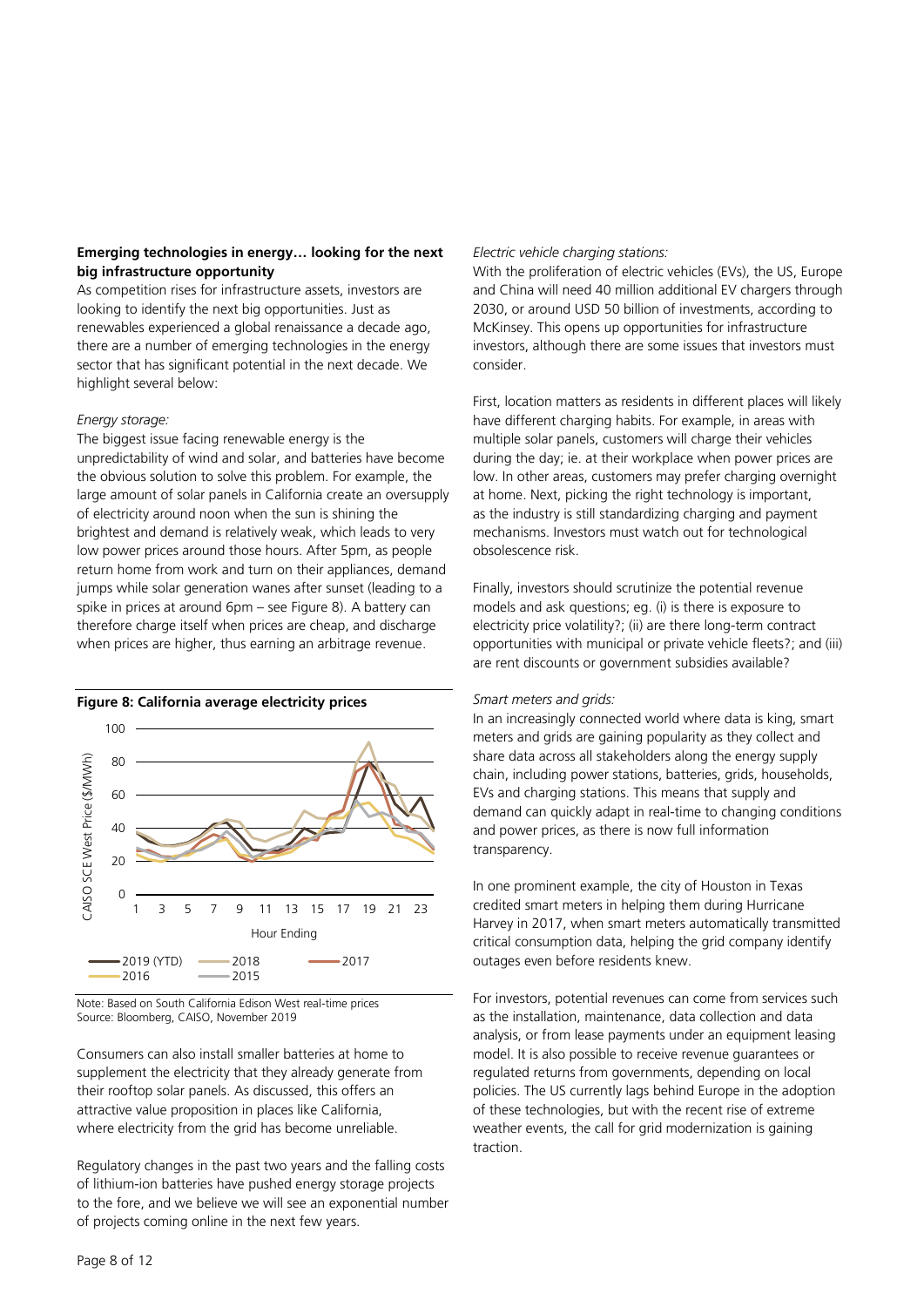**Emerging technologies in energy… looking for the next big infrastructure opportunity**

As competition rises for infrastructure assets, investors are looking to identify the next big opportunities. Just as renewables experienced a global renaissance a decade ago, there are a number of emerging technologies in the energy sector that has significant potential in the next decade. We highlight several below:

*Energy storage:*

The biggest issue facing renewable energy is the unpredictability of wind and solar, and batteries have become the obvious solution to solve this problem. For example, the large amount of solar panels in California create an oversupply of electricity around noon when the sun is shining the brightest and demand is relatively weak, which leads to very low power prices around those hours. After 5pm, as people return home from work and turn on their appliances, demand jumps while solar generation wanes after sunset (leading to a spike in prices at around 6pm – see Figure 8). A battery can therefore charge itself when prices are cheap, and discharge when prices are higher, thus earning an arbitrage revenue.

**Figure 8: California average electricity prices**

Note: Based on South California Edison West real-time prices
Source: Bloomberg, CAISO, November 2019

Consumers can also install smaller batteries at home to supplement the electricity that they already generate from their rooftop solar panels. As discussed, this offers an attractive value proposition in places like California, where electricity from the grid has become unreliable.

Regulatory changes in the past two years and the falling costs of lithium-ion batteries have pushed energy storage projects to the fore, and we believe we will see an exponential number of projects coming online in the next few years.

*Electric vehicle charging stations:*

With the proliferation of electric vehicles (EVs), the US, Europe and China will need 40 million additional EV chargers through 2030, or around USD 50 billion of investments, according to McKinsey. This opens up opportunities for infrastructure investors, although there are some issues that investors must consider.

First, location matters as residents in different places will likely have different charging habits. For example, in areas with multiple solar panels, customers will charge their vehicles during the day; ie. at their workplace when power prices are low. In other areas, customers may prefer charging overnight at home. Next, picking the right technology is important, as the industry is still standardizing charging and payment mechanisms. Investors must watch out for technological obsolescence risk.

Finally, investors should scrutinize the potential revenue models and ask questions; eg. (i) is there is exposure to electricity price volatility?; (ii) are there long-term contract opportunities with municipal or private vehicle fleets?; and (iii) are rent discounts or government subsidies available?

*Smart meters and grids:*

In an increasingly connected world where data is king, smart meters and grids are gaining popularity as they collect and share data across all stakeholders along the energy supply chain, including power stations, batteries, grids, households, EVs and charging stations. This means that supply and demand can quickly adapt in real-time to changing conditions and power prices, as there is now full information transparency.

In one prominent example, the city of Houston in Texas credited smart meters in helping them during Hurricane Harvey in 2017, when smart meters automatically transmitted critical consumption data, helping the grid company identify outages even before residents knew.

For investors, potential revenues can come from services such as the installation, maintenance, data collection and data analysis, or from lease payments under an equipment leasing model. It is also possible to receive revenue guarantees or regulated returns from governments, depending on local policies. The US currently lags behind Europe in the adoption of these technologies, but with the recent rise of extreme weather events, the call for grid modernization is gaining traction.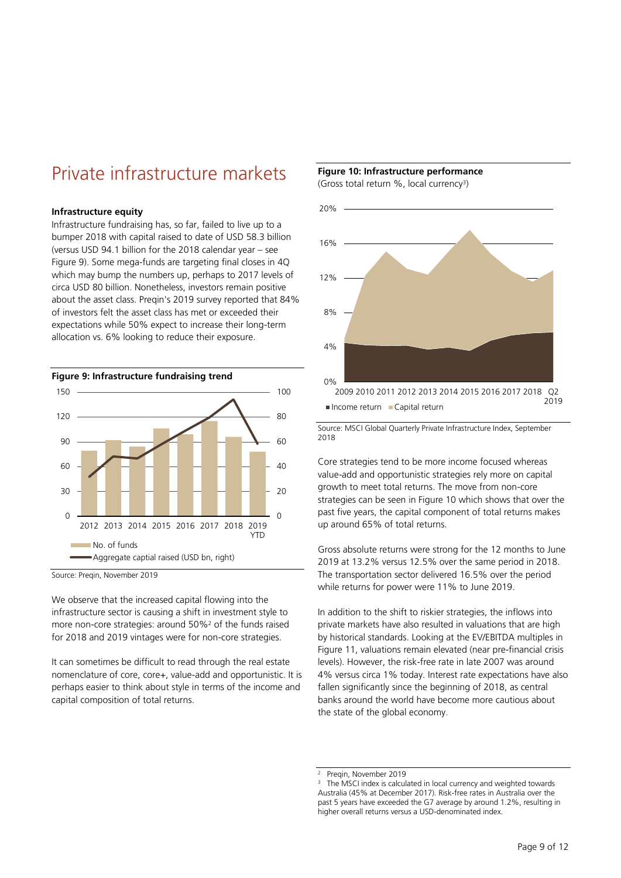# Private infrastructure markets

**Infrastructure equity**

Infrastructure fundraising has, so far, failed to live up to a bumper 2018 with capital raised to date of USD 58.3 billion (versus USD 94.1 billion for the 2018 calendar year – see Figure 9). Some mega-funds are targeting final closes in 4Q which may bump the numbers up, perhaps to 2017 levels of circa USD 80 billion. Nonetheless, investors remain positive about the asset class. Preqin's 2019 survey reported that 84% of investors felt the asset class has met or exceeded their expectations while 50% expect to increase their long-term allocation vs. 6% looking to reduce their exposure.

**Figure 9: Infrastructure fundraising trend**

Source: Preqin, November 2019

We observe that the increased capital flowing into the infrastructure sector is causing a shift in investment style to more non-core strategies: around 50%[2] of the funds raised for 2018 and 2019 vintages were for non-core strategies.

It can sometimes be difficult to read through the real estate nomenclature of core, core+, value-add and opportunistic. It is perhaps easier to think about style in terms of the income and capital composition of total returns.

**Figure 10: Infrastructure performance**
(Gross total return %, local currency[3])

Source: MSCI Global Quarterly Private Infrastructure Index, September 2018

Core strategies tend to be more income focused whereas value-add and opportunistic strategies rely more on capital growth to meet total returns. The move from non-core strategies can be seen in Figure 10 which shows that over the past five years, the capital component of total returns makes up around 65% of total returns.

Gross absolute returns were strong for the 12 months to June 2019 at 13.2% versus 12.5% over the same period in 2018. The transportation sector delivered 16.5% over the period while returns for power were 11% to June 2019.

In addition to the shift to riskier strategies, the inflows into private markets have also resulted in valuations that are high by historical standards. Looking at the EV/EBITDA multiples in Figure 11, valuations remain elevated (near pre-financial crisis levels). However, the risk-free rate in late 2007 was around 4% versus circa 1% today. Interest rate expectations have also fallen significantly since the beginning of 2018, as central banks around the world have become more cautious about the state of the global economy.

[2] Preqin, November 2019

[3] The MSCI index is calculated in local currency and weighted towards Australia (45% at December 2017). Risk-free rates in Australia over the past 5 years have exceeded the G7 average by around 1.2%, resulting in higher overall returns versus a USD-denominated index.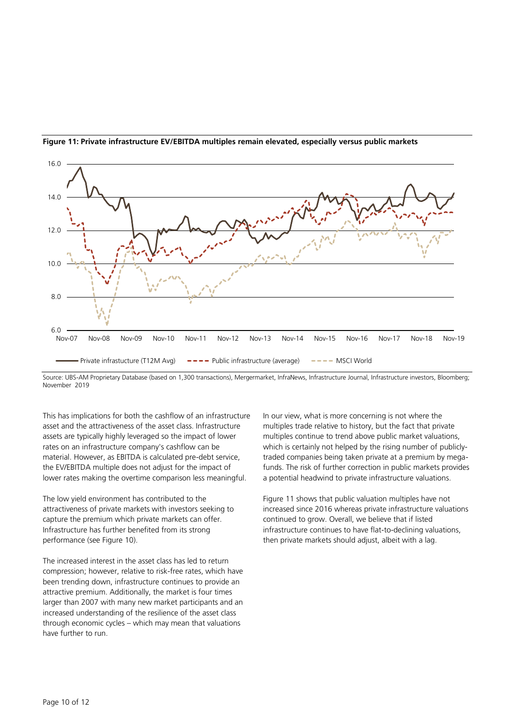**Figure 11: Private infrastructure EV/EBITDA multiples remain elevated, especially versus public markets**

Source: UBS-AM Proprietary Database (based on 1,300 transactions), Mergermarket, InfraNews, Infrastructure Journal, Infrastructure investors, Bloomberg; November 2019

This has implications for both the cashflow of an infrastructure asset and the attractiveness of the asset class. Infrastructure assets are typically highly leveraged so the impact of lower rates on an infrastructure company's cashflow can be material. However, as EBITDA is calculated pre-debt service, the EV/EBITDA multiple does not adjust for the impact of lower rates making the overtime comparison less meaningful.

The low yield environment has contributed to the attractiveness of private markets with investors seeking to capture the premium which private markets can offer. Infrastructure has further benefited from its strong performance (see Figure 10).

The increased interest in the asset class has led to return compression; however, relative to risk-free rates, which have been trending down, infrastructure continues to provide an attractive premium. Additionally, the market is four times larger than 2007 with many new market participants and an increased understanding of the resilience of the asset class through economic cycles – which may mean that valuations have further to run.

In our view, what is more concerning is not where the multiples trade relative to history, but the fact that private multiples continue to trend above public market valuations, which is certainly not helped by the rising number of publicly-traded companies being taken private at a premium by mega-funds. The risk of further correction in public markets provides a potential headwind to private infrastructure valuations.

Figure 11 shows that public valuation multiples have not increased since 2016 whereas private infrastructure valuations continued to grow. Overall, we believe that if listed infrastructure continues to have flat-to-declining valuations, then private markets should adjust, albeit with a lag.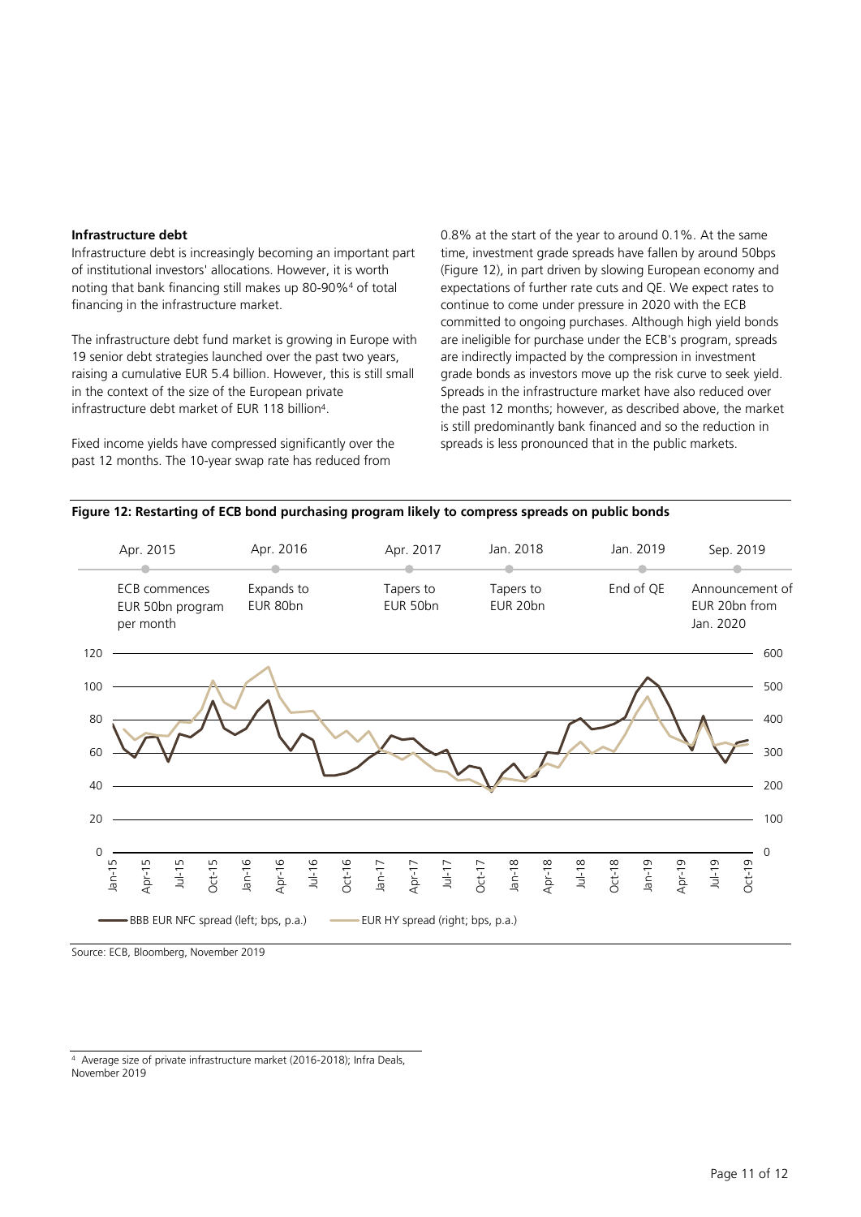### Infrastructure debt

Infrastructure debt is increasingly becoming an important part of institutional investors' allocations. However, it is worth noting that bank financing still makes up 80-90%[4] of total financing in the infrastructure market.

The infrastructure debt fund market is growing in Europe with 19 senior debt strategies launched over the past two years, raising a cumulative EUR 5.4 billion. However, this is still small in the context of the size of the European private infrastructure debt market of EUR 118 billion[4].

Fixed income yields have compressed significantly over the past 12 months. The 10-year swap rate has reduced from 0.8% at the start of the year to around 0.1%. At the same time, investment grade spreads have fallen by around 50bps (Figure 12), in part driven by slowing European economy and expectations of further rate cuts and QE. We expect rates to continue to come under pressure in 2020 with the ECB committed to ongoing purchases. Although high yield bonds are ineligible for purchase under the ECB's program, spreads are indirectly impacted by the compression in investment grade bonds as investors move up the risk curve to seek yield. Spreads in the infrastructure market have also reduced over the past 12 months; however, as described above, the market is still predominantly bank financed and so the reduction in spreads is less pronounced that in the public markets.

**Figure 12: Restarting of ECB bond purchasing program likely to compress spreads on public bonds**

| Apr. 2015 | Apr. 2016 | Apr. 2017 | Jan. 2018 | Jan. 2019 | Sep. 2019 |
|---|---|---|---|---|---|
| ECB commences EUR 50bn program per month | Expands to EUR 80bn | Tapers to EUR 50bn | Tapers to EUR 20bn | End of QE | Announcement of EUR 20bn from Jan. 2020 |

BBB EUR NFC spread (left; bps, p.a.) — EUR HY spread (right; bps, p.a.)

Source: ECB, Bloomberg, November 2019

[4] Average size of private infrastructure market (2016-2018); Infra Deals, November 2019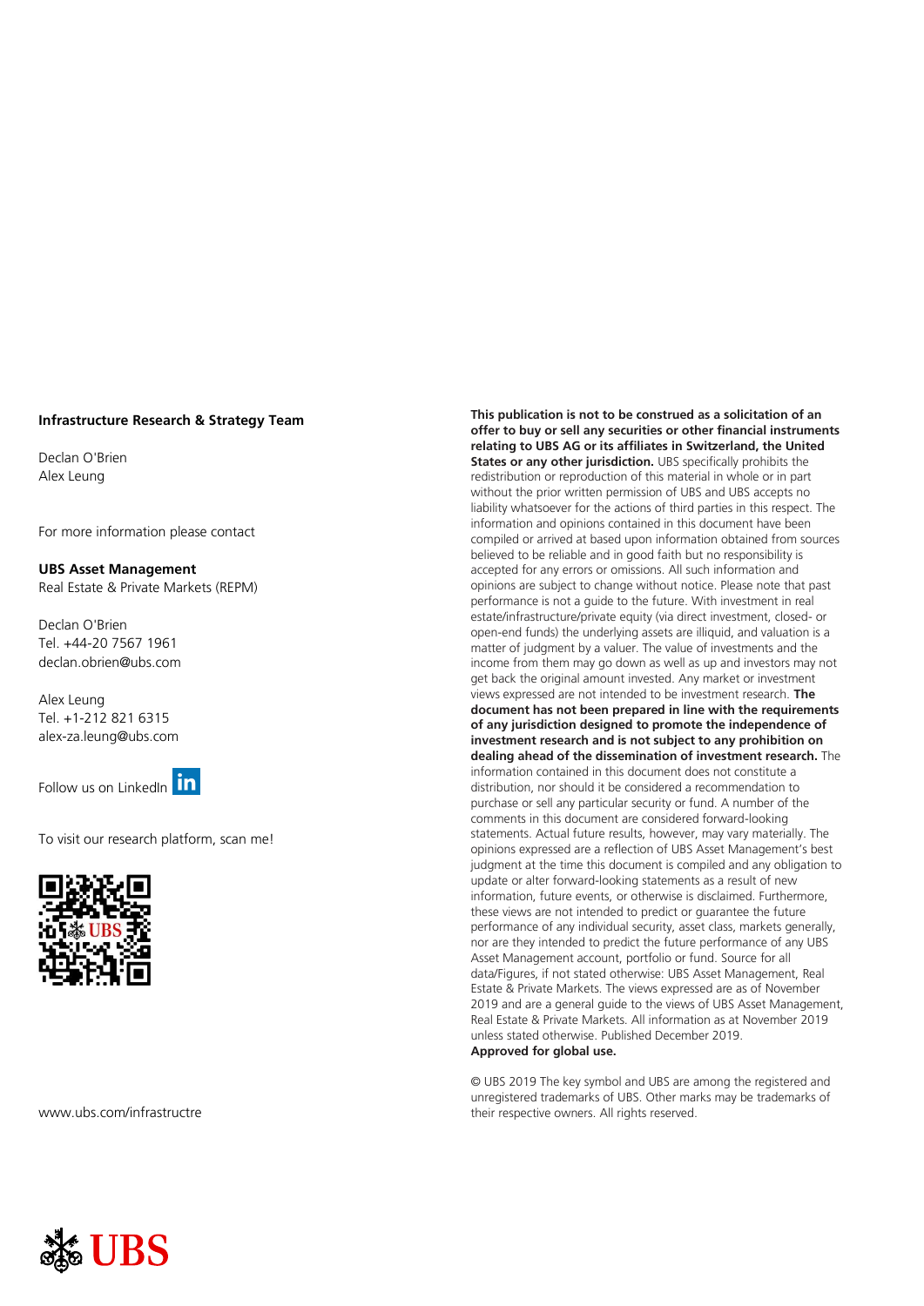**Infrastructure Research & Strategy Team**

Declan O'Brien
Alex Leung

For more information please contact

**UBS Asset Management**
Real Estate & Private Markets (REPM)

Declan O'Brien
Tel. +44-20 7567 1961
declan.obrien@ubs.com

Alex Leung
Tel. +1-212 821 6315
alex-za.leung@ubs.com

Follow us on LinkedIn

To visit our research platform, scan me!

www.ubs.com/infrastructre

**This publication is not to be construed as a solicitation of an offer to buy or sell any securities or other financial instruments relating to UBS AG or its affiliates in Switzerland, the United States or any other jurisdiction.** UBS specifically prohibits the redistribution or reproduction of this material in whole or in part without the prior written permission of UBS and UBS accepts no liability whatsoever for the actions of third parties in this respect. The information and opinions contained in this document have been compiled or arrived at based upon information obtained from sources believed to be reliable and in good faith but no responsibility is accepted for any errors or omissions. All such information and opinions are subject to change without notice. Please note that past performance is not a guide to the future. With investment in real estate/infrastructure/private equity (via direct investment, closed- or open-end funds) the underlying assets are illiquid, and valuation is a matter of judgment by a valuer. The value of investments and the income from them may go down as well as up and investors may not get back the original amount invested. Any market or investment views expressed are not intended to be investment research. **The document has not been prepared in line with the requirements of any jurisdiction designed to promote the independence of investment research and is not subject to any prohibition on dealing ahead of the dissemination of investment research.** The information contained in this document does not constitute a distribution, nor should it be considered a recommendation to purchase or sell any particular security or fund. A number of the comments in this document are considered forward-looking statements. Actual future results, however, may vary materially. The opinions expressed are a reflection of UBS Asset Management's best judgment at the time this document is compiled and any obligation to update or alter forward-looking statements as a result of new information, future events, or otherwise is disclaimed. Furthermore, these views are not intended to predict or guarantee the future performance of any individual security, asset class, markets generally, nor are they intended to predict the future performance of any UBS Asset Management account, portfolio or fund. Source for all data/Figures, if not stated otherwise: UBS Asset Management, Real Estate & Private Markets. The views expressed are as of November 2019 and are a general guide to the views of UBS Asset Management, Real Estate & Private Markets. All information as at November 2019 unless stated otherwise. Published December 2019.
**Approved for global use.**

© UBS 2019 The key symbol and UBS are among the registered and unregistered trademarks of UBS. Other marks may be trademarks of their respective owners. All rights reserved.